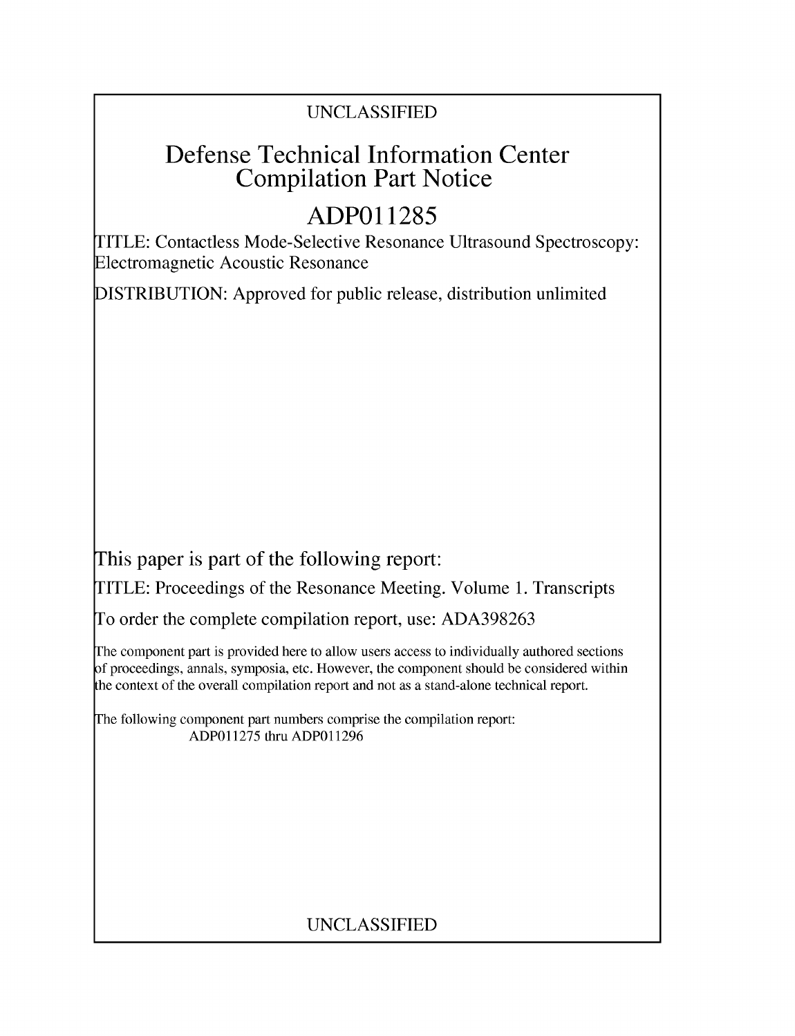UNCLASSIFIED

# Defense Technical Information Center Compilation Part Notice

## ADP011285

TITLE: Contactless Mode-Selective Resonance Ultrasound Spectroscopy: Electromagnetic Acoustic Resonance

DISTRIBUTION: Approved for public release, distribution unlimited

This paper is part of the following report:

TITLE: Proceedings of the Resonance Meeting. Volume 1. Transcripts

To order the complete compilation report, use: ADA398263

The component part is provided here to allow users access to individually authored sections of proceedings, annals, symposia, etc. However, the component should be considered within the context of the overall compilation report and not as a stand-alone technical report.

The following component part numbers comprise the compilation report:
ADP011275 thru ADP011296

UNCLASSIFIED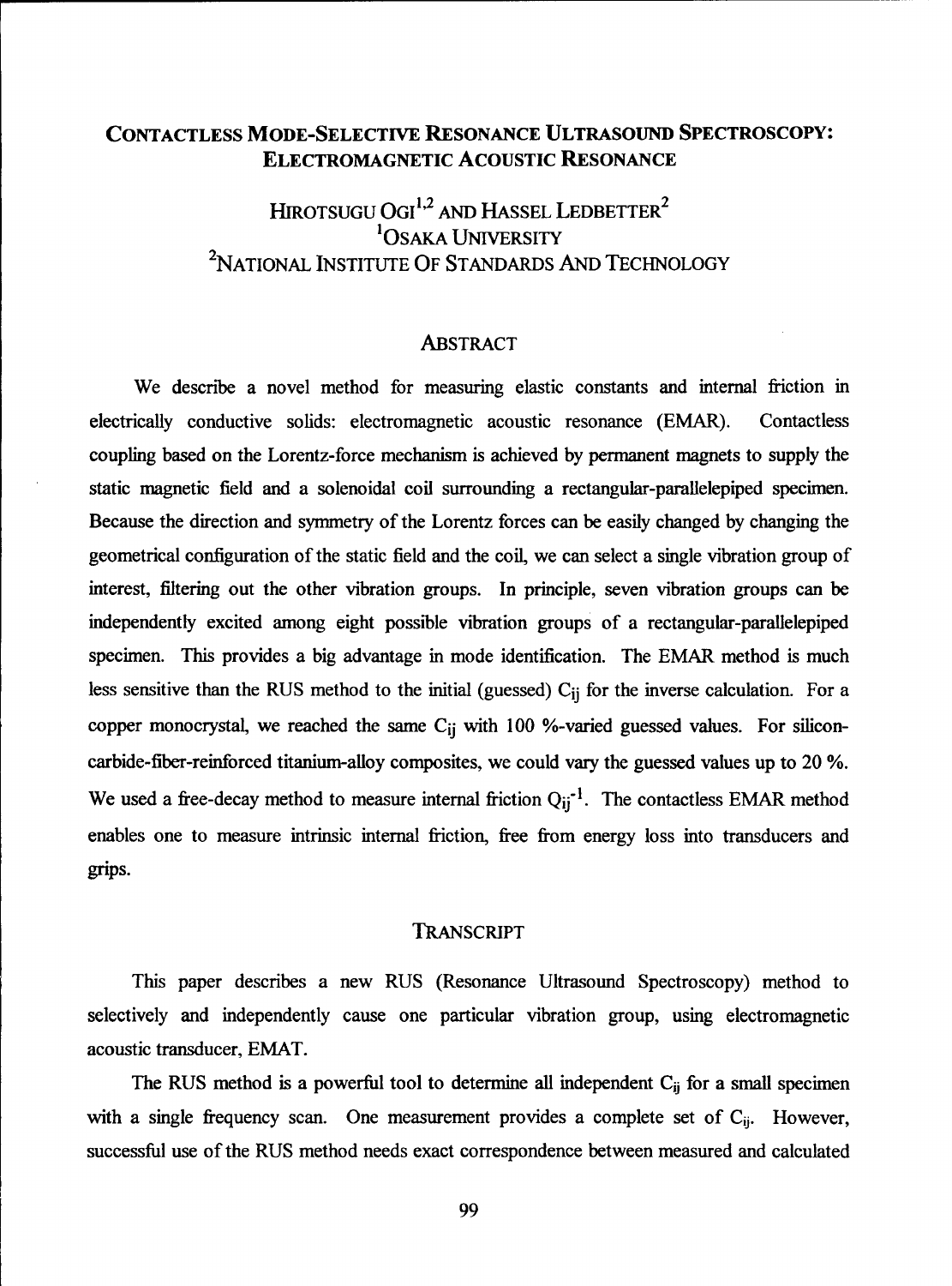# Contactless Mode-Selective Resonance Ultrasound Spectroscopy: Electromagnetic Acoustic Resonance

## Hirotsugu Ogi[1,2] and Hassel Ledbetter[2]

[1]Osaka University

[2]National Institute Of Standards And Technology

## Abstract

We describe a novel method for measuring elastic constants and internal friction in electrically conductive solids: electromagnetic acoustic resonance (EMAR). Contactless coupling based on the Lorentz-force mechanism is achieved by permanent magnets to supply the static magnetic field and a solenoidal coil surrounding a rectangular-parallelepiped specimen. Because the direction and symmetry of the Lorentz forces can be easily changed by changing the geometrical configuration of the static field and the coil, we can select a single vibration group of interest, filtering out the other vibration groups. In principle, seven vibration groups can be independently excited among eight possible vibration groups of a rectangular-parallelepiped specimen. This provides a big advantage in mode identification. The EMAR method is much less sensitive than the RUS method to the initial (guessed) $C_{ij}$ for the inverse calculation. For a copper monocrystal, we reached the same $C_{ij}$ with 100 %-varied guessed values. For silicon-carbide-fiber-reinforced titanium-alloy composites, we could vary the guessed values up to 20 %. We used a free-decay method to measure internal friction $Q_{ij}^{-1}$. The contactless EMAR method enables one to measure intrinsic internal friction, free from energy loss into transducers and grips.

## Transcript

This paper describes a new RUS (Resonance Ultrasound Spectroscopy) method to selectively and independently cause one particular vibration group, using electromagnetic acoustic transducer, EMAT.

The RUS method is a powerful tool to determine all independent $C_{ij}$ for a small specimen with a single frequency scan. One measurement provides a complete set of $C_{ij}$. However, successful use of the RUS method needs exact correspondence between measured and calculated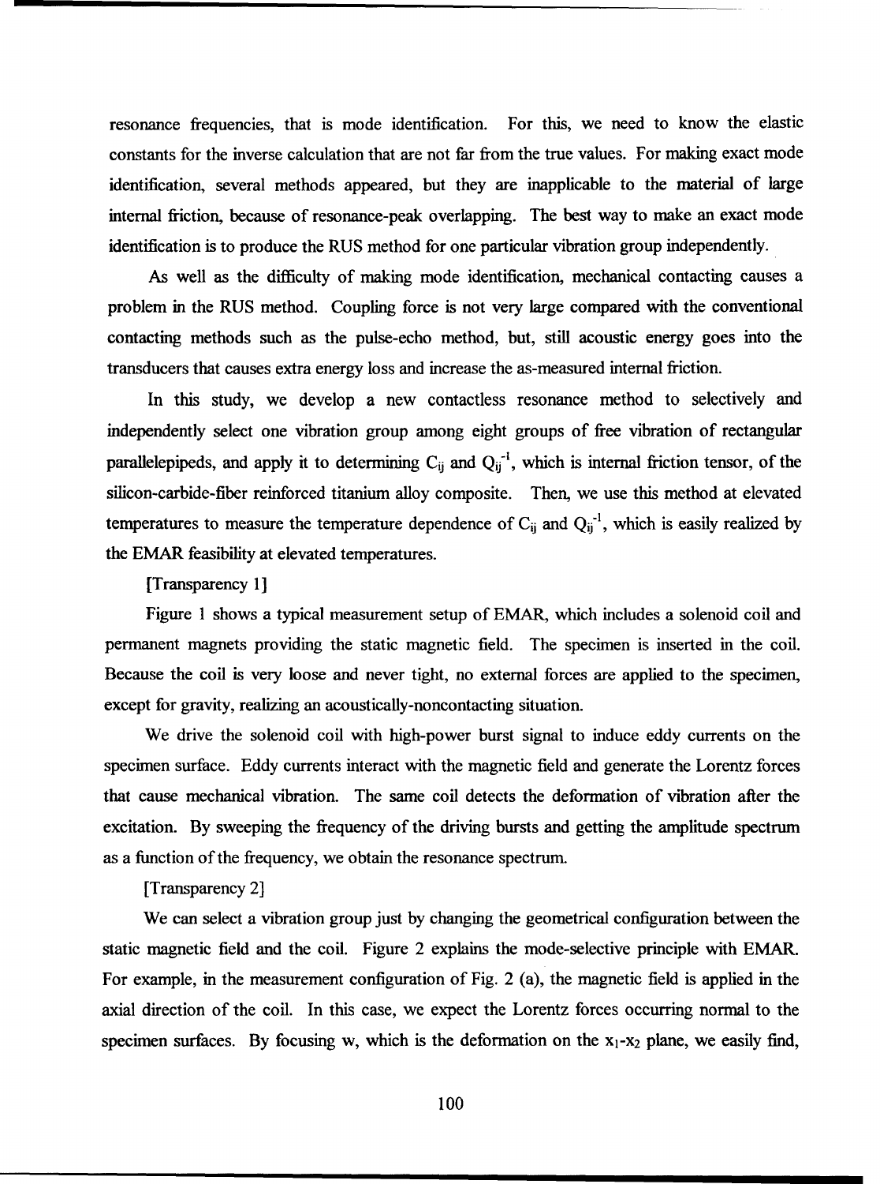resonance frequencies, that is mode identification. For this, we need to know the elastic constants for the inverse calculation that are not far from the true values. For making exact mode identification, several methods appeared, but they are inapplicable to the material of large internal friction, because of resonance-peak overlapping. The best way to make an exact mode identification is to produce the RUS method for one particular vibration group independently.

As well as the difficulty of making mode identification, mechanical contacting causes a problem in the RUS method. Coupling force is not very large compared with the conventional contacting methods such as the pulse-echo method, but, still acoustic energy goes into the transducers that causes extra energy loss and increase the as-measured internal friction.

In this study, we develop a new contactless resonance method to selectively and independently select one vibration group among eight groups of free vibration of rectangular parallelepipeds, and apply it to determining $C_{ij}$ and $Q_{ij}^{-1}$, which is internal friction tensor, of the silicon-carbide-fiber reinforced titanium alloy composite. Then, we use this method at elevated temperatures to measure the temperature dependence of $C_{ij}$ and $Q_{ij}^{-1}$, which is easily realized by the EMAR feasibility at elevated temperatures.

[Transparency 1]

Figure 1 shows a typical measurement setup of EMAR, which includes a solenoid coil and permanent magnets providing the static magnetic field. The specimen is inserted in the coil. Because the coil is very loose and never tight, no external forces are applied to the specimen, except for gravity, realizing an acoustically-noncontacting situation.

We drive the solenoid coil with high-power burst signal to induce eddy currents on the specimen surface. Eddy currents interact with the magnetic field and generate the Lorentz forces that cause mechanical vibration. The same coil detects the deformation of vibration after the excitation. By sweeping the frequency of the driving bursts and getting the amplitude spectrum as a function of the frequency, we obtain the resonance spectrum.

[Transparency 2]

We can select a vibration group just by changing the geometrical configuration between the static magnetic field and the coil. Figure 2 explains the mode-selective principle with EMAR. For example, in the measurement configuration of Fig. 2 (a), the magnetic field is applied in the axial direction of the coil. In this case, we expect the Lorentz forces occurring normal to the specimen surfaces. By focusing w, which is the deformation on the $x_1$-$x_2$ plane, we easily find,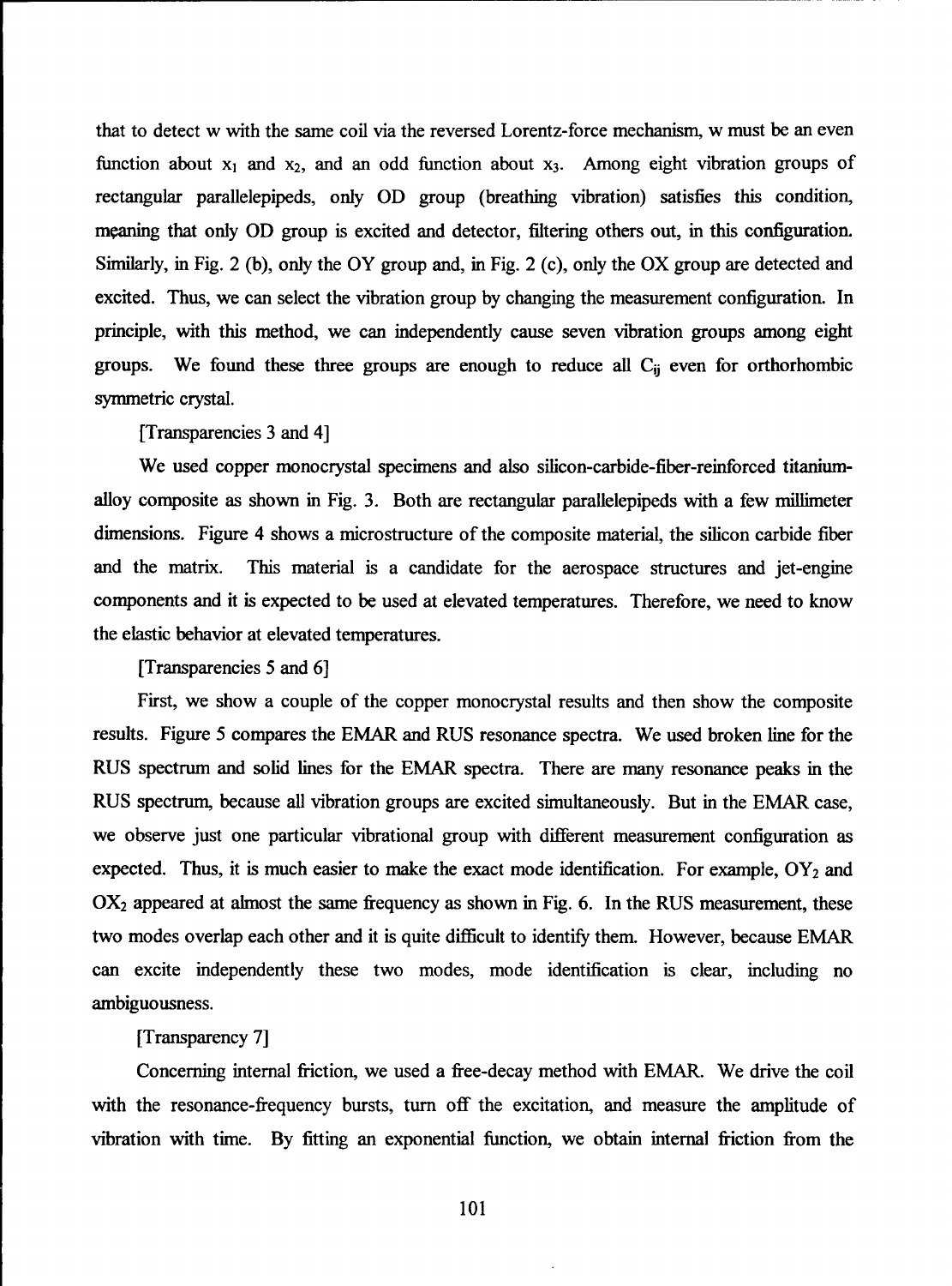that to detect w with the same coil via the reversed Lorentz-force mechanism, w must be an even function about $x_1$ and $x_2$, and an odd function about $x_3$. Among eight vibration groups of rectangular parallelepipeds, only OD group (breathing vibration) satisfies this condition, meaning that only OD group is excited and detector, filtering others out, in this configuration. Similarly, in Fig. 2 (b), only the OY group and, in Fig. 2 (c), only the OX group are detected and excited. Thus, we can select the vibration group by changing the measurement configuration. In principle, with this method, we can independently cause seven vibration groups among eight groups. We found these three groups are enough to reduce all $C_{ij}$ even for orthorhombic symmetric crystal.

[Transparencies 3 and 4]

We used copper monocrystal specimens and also silicon-carbide-fiber-reinforced titanium-alloy composite as shown in Fig. 3. Both are rectangular parallelepipeds with a few millimeter dimensions. Figure 4 shows a microstructure of the composite material, the silicon carbide fiber and the matrix. This material is a candidate for the aerospace structures and jet-engine components and it is expected to be used at elevated temperatures. Therefore, we need to know the elastic behavior at elevated temperatures.

[Transparencies 5 and 6]

First, we show a couple of the copper monocrystal results and then show the composite results. Figure 5 compares the EMAR and RUS resonance spectra. We used broken line for the RUS spectrum and solid lines for the EMAR spectra. There are many resonance peaks in the RUS spectrum, because all vibration groups are excited simultaneously. But in the EMAR case, we observe just one particular vibrational group with different measurement configuration as expected. Thus, it is much easier to make the exact mode identification. For example, $OY_2$ and $OX_2$ appeared at almost the same frequency as shown in Fig. 6. In the RUS measurement, these two modes overlap each other and it is quite difficult to identify them. However, because EMAR can excite independently these two modes, mode identification is clear, including no ambiguousness.

[Transparency 7]

Concerning internal friction, we used a free-decay method with EMAR. We drive the coil with the resonance-frequency bursts, turn off the excitation, and measure the amplitude of vibration with time. By fitting an exponential function, we obtain internal friction from the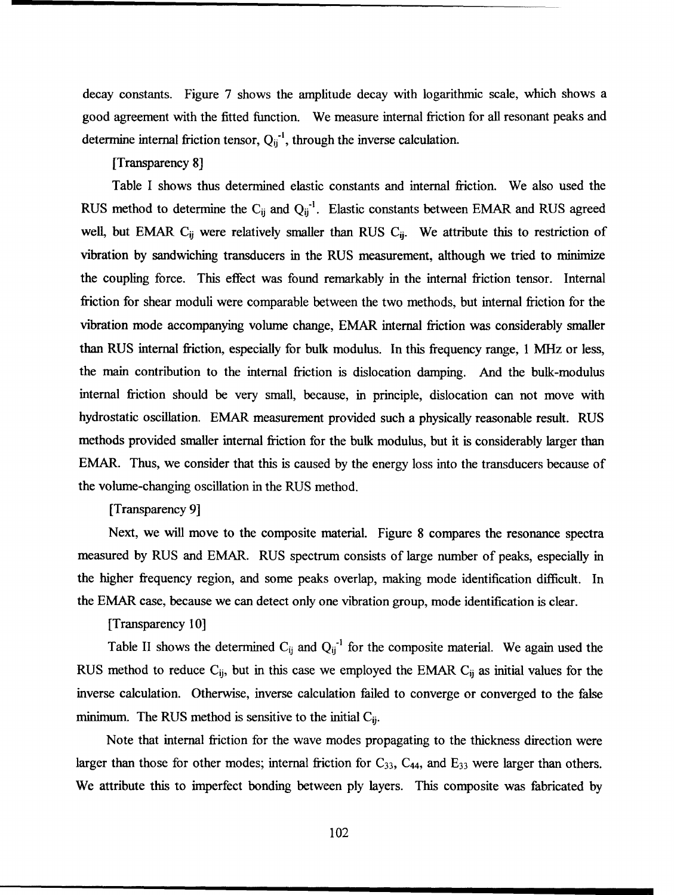decay constants. Figure 7 shows the amplitude decay with logarithmic scale, which shows a good agreement with the fitted function. We measure internal friction for all resonant peaks and determine internal friction tensor, $Q_{ij}^{-1}$, through the inverse calculation.

[Transparency 8]

Table I shows thus determined elastic constants and internal friction. We also used the RUS method to determine the $C_{ij}$ and $Q_{ij}^{-1}$. Elastic constants between EMAR and RUS agreed well, but EMAR $C_{ij}$ were relatively smaller than RUS $C_{ij}$. We attribute this to restriction of vibration by sandwiching transducers in the RUS measurement, although we tried to minimize the coupling force. This effect was found remarkably in the internal friction tensor. Internal friction for shear moduli were comparable between the two methods, but internal friction for the vibration mode accompanying volume change, EMAR internal friction was considerably smaller than RUS internal friction, especially for bulk modulus. In this frequency range, 1 MHz or less, the main contribution to the internal friction is dislocation damping. And the bulk-modulus internal friction should be very small, because, in principle, dislocation can not move with hydrostatic oscillation. EMAR measurement provided such a physically reasonable result. RUS methods provided smaller internal friction for the bulk modulus, but it is considerably larger than EMAR. Thus, we consider that this is caused by the energy loss into the transducers because of the volume-changing oscillation in the RUS method.

[Transparency 9]

Next, we will move to the composite material. Figure 8 compares the resonance spectra measured by RUS and EMAR. RUS spectrum consists of large number of peaks, especially in the higher frequency region, and some peaks overlap, making mode identification difficult. In the EMAR case, because we can detect only one vibration group, mode identification is clear.

[Transparency 10]

Table II shows the determined $C_{ij}$ and $Q_{ij}^{-1}$ for the composite material. We again used the RUS method to reduce $C_{ij}$, but in this case we employed the EMAR $C_{ij}$ as initial values for the inverse calculation. Otherwise, inverse calculation failed to converge or converged to the false minimum. The RUS method is sensitive to the initial $C_{ij}$.

Note that internal friction for the wave modes propagating to the thickness direction were larger than those for other modes; internal friction for $C_{33}$, $C_{44}$, and $E_{33}$ were larger than others. We attribute this to imperfect bonding between ply layers. This composite was fabricated by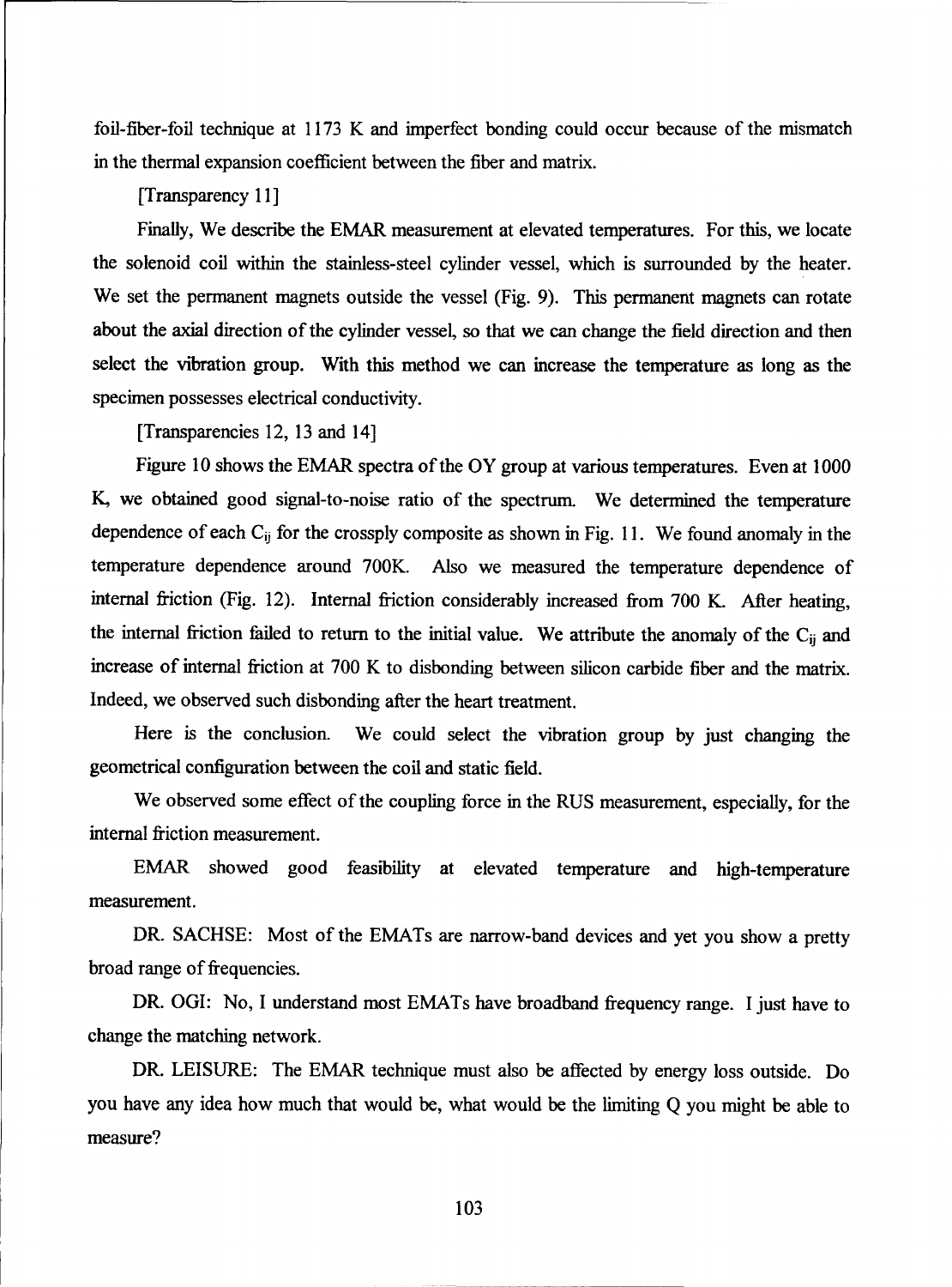foil-fiber-foil technique at 1173 K and imperfect bonding could occur because of the mismatch in the thermal expansion coefficient between the fiber and matrix.

[Transparency 11]

Finally, We describe the EMAR measurement at elevated temperatures. For this, we locate the solenoid coil within the stainless-steel cylinder vessel, which is surrounded by the heater. We set the permanent magnets outside the vessel (Fig. 9). This permanent magnets can rotate about the axial direction of the cylinder vessel, so that we can change the field direction and then select the vibration group. With this method we can increase the temperature as long as the specimen possesses electrical conductivity.

[Transparencies 12, 13 and 14]

Figure 10 shows the EMAR spectra of the OY group at various temperatures. Even at 1000 K, we obtained good signal-to-noise ratio of the spectrum. We determined the temperature dependence of each $C_{ij}$ for the crossply composite as shown in Fig. 11. We found anomaly in the temperature dependence around 700K. Also we measured the temperature dependence of internal friction (Fig. 12). Internal friction considerably increased from 700 K. After heating, the internal friction failed to return to the initial value. We attribute the anomaly of the $C_{ij}$ and increase of internal friction at 700 K to disbonding between silicon carbide fiber and the matrix. Indeed, we observed such disbonding after the heart treatment.

Here is the conclusion. We could select the vibration group by just changing the geometrical configuration between the coil and static field.

We observed some effect of the coupling force in the RUS measurement, especially, for the internal friction measurement.

EMAR showed good feasibility at elevated temperature and high-temperature measurement.

DR. SACHSE: Most of the EMATs are narrow-band devices and yet you show a pretty broad range of frequencies.

DR. OGI: No, I understand most EMATs have broadband frequency range. I just have to change the matching network.

DR. LEISURE: The EMAR technique must also be affected by energy loss outside. Do you have any idea how much that would be, what would be the limiting Q you might be able to measure?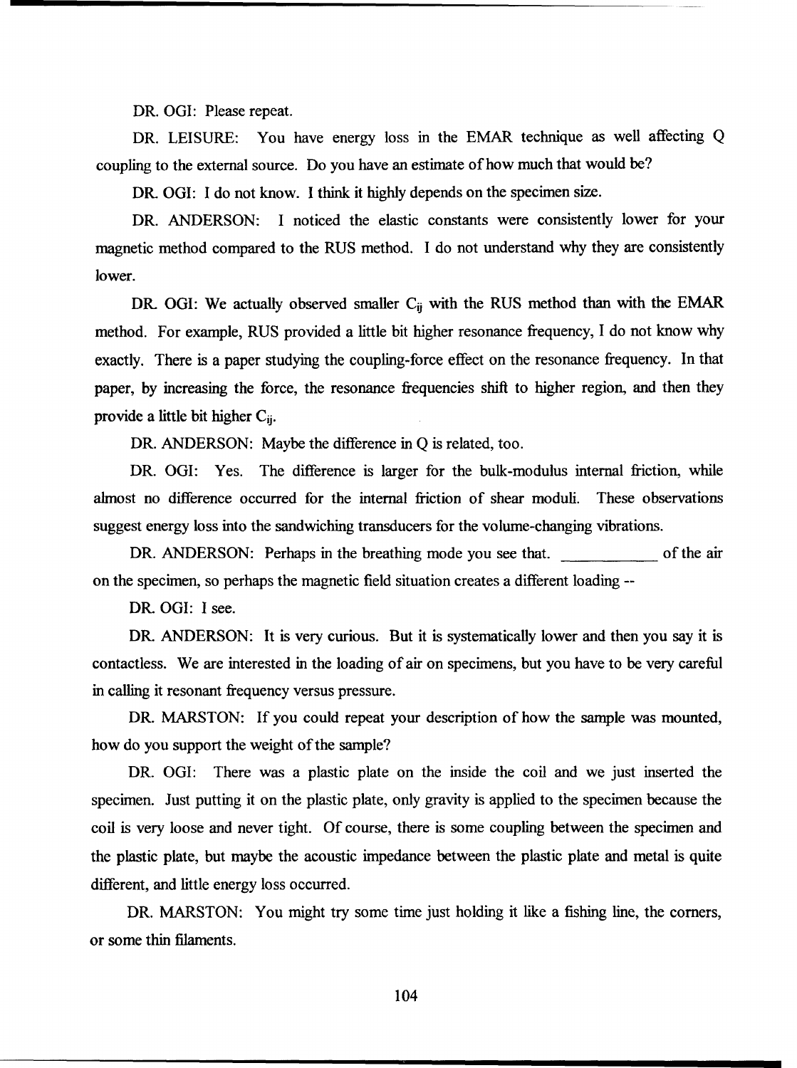DR. OGI: Please repeat.

DR. LEISURE: You have energy loss in the EMAR technique as well affecting Q coupling to the external source. Do you have an estimate of how much that would be?

DR. OGI: I do not know. I think it highly depends on the specimen size.

DR. ANDERSON: I noticed the elastic constants were consistently lower for your magnetic method compared to the RUS method. I do not understand why they are consistently lower.

DR. OGI: We actually observed smaller $C_{ij}$ with the RUS method than with the EMAR method. For example, RUS provided a little bit higher resonance frequency, I do not know why exactly. There is a paper studying the coupling-force effect on the resonance frequency. In that paper, by increasing the force, the resonance frequencies shift to higher region, and then they provide a little bit higher $C_{ij}$.

DR. ANDERSON: Maybe the difference in Q is related, too.

DR. OGI: Yes. The difference is larger for the bulk-modulus internal friction, while almost no difference occurred for the internal friction of shear moduli. These observations suggest energy loss into the sandwiching transducers for the volume-changing vibrations.

DR. ANDERSON: Perhaps in the breathing mode you see that. ___________ of the air on the specimen, so perhaps the magnetic field situation creates a different loading --

DR. OGI: I see.

DR. ANDERSON: It is very curious. But it is systematically lower and then you say it is contactless. We are interested in the loading of air on specimens, but you have to be very careful in calling it resonant frequency versus pressure.

DR. MARSTON: If you could repeat your description of how the sample was mounted, how do you support the weight of the sample?

DR. OGI: There was a plastic plate on the inside the coil and we just inserted the specimen. Just putting it on the plastic plate, only gravity is applied to the specimen because the coil is very loose and never tight. Of course, there is some coupling between the specimen and the plastic plate, but maybe the acoustic impedance between the plastic plate and metal is quite different, and little energy loss occurred.

DR. MARSTON: You might try some time just holding it like a fishing line, the corners, or some thin filaments.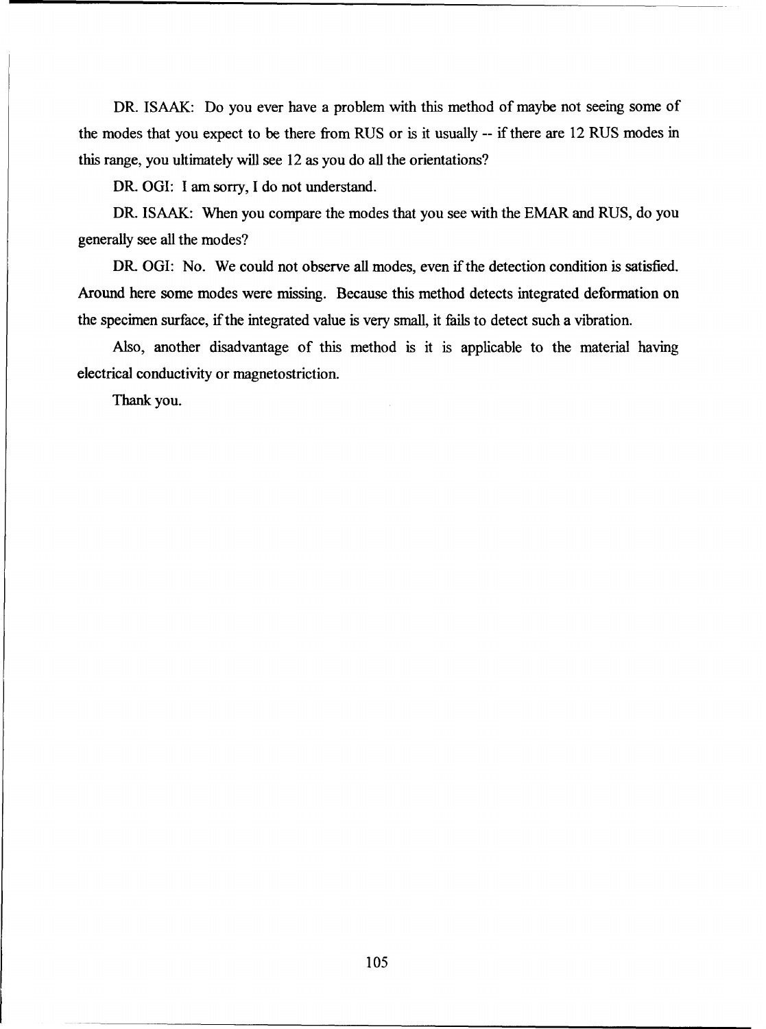DR. ISAAK: Do you ever have a problem with this method of maybe not seeing some of the modes that you expect to be there from RUS or is it usually -- if there are 12 RUS modes in this range, you ultimately will see 12 as you do all the orientations?

DR. OGI: I am sorry, I do not understand.

DR. ISAAK: When you compare the modes that you see with the EMAR and RUS, do you generally see all the modes?

DR. OGI: No. We could not observe all modes, even if the detection condition is satisfied. Around here some modes were missing. Because this method detects integrated deformation on the specimen surface, if the integrated value is very small, it fails to detect such a vibration.

Also, another disadvantage of this method is it is applicable to the material having electrical conductivity or magnetostriction.

Thank you.